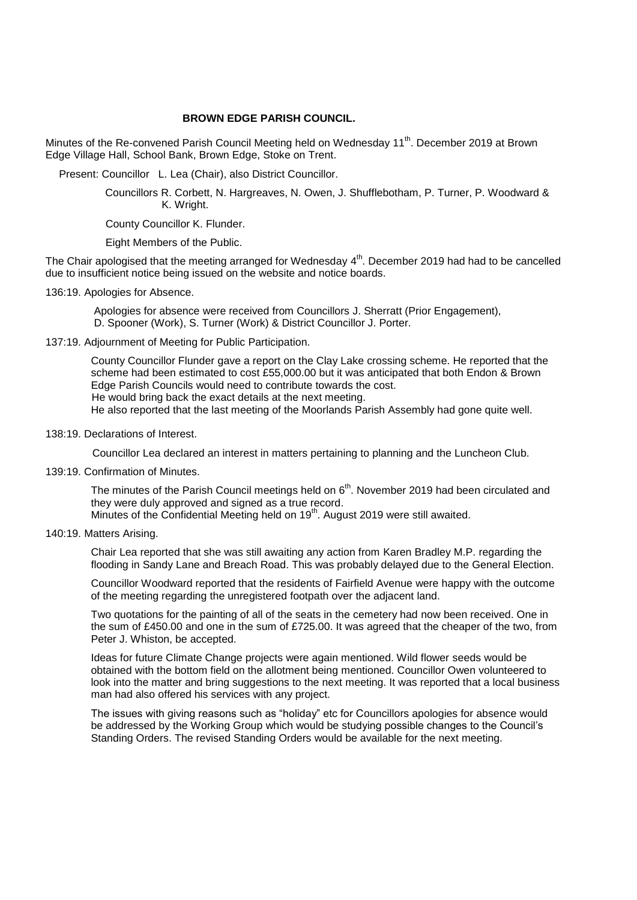**BROWN EDGE PARISH COUNCIL.**

Minutes of the Re-convened Parish Council Meeting held on Wednesday 11th. December 2019 at Brown Edge Village Hall, School Bank, Brown Edge, Stoke on Trent.

Present: Councillor L. Lea (Chair), also District Councillor.

Councillors R. Corbett, N. Hargreaves, N. Owen, J. Shufflebotham, P. Turner, P. Woodward & K. Wright.

County Councillor K. Flunder.

Eight Members of the Public.

The Chair apologised that the meeting arranged for Wednesday 4th. December 2019 had had to be cancelled due to insufficient notice being issued on the website and notice boards.

136:19. Apologies for Absence.

Apologies for absence were received from Councillors J. Sherratt (Prior Engagement), D. Spooner (Work), S. Turner (Work) & District Councillor J. Porter.

137:19. Adjournment of Meeting for Public Participation.

County Councillor Flunder gave a report on the Clay Lake crossing scheme. He reported that the scheme had been estimated to cost £55,000.00 but it was anticipated that both Endon & Brown Edge Parish Councils would need to contribute towards the cost.
He would bring back the exact details at the next meeting.
He also reported that the last meeting of the Moorlands Parish Assembly had gone quite well.

138:19. Declarations of Interest.

Councillor Lea declared an interest in matters pertaining to planning and the Luncheon Club.

139:19. Confirmation of Minutes.

The minutes of the Parish Council meetings held on 6th. November 2019 had been circulated and they were duly approved and signed as a true record.
Minutes of the Confidential Meeting held on 19th. August 2019 were still awaited.

140:19. Matters Arising.

Chair Lea reported that she was still awaiting any action from Karen Bradley M.P. regarding the flooding in Sandy Lane and Breach Road. This was probably delayed due to the General Election.

Councillor Woodward reported that the residents of Fairfield Avenue were happy with the outcome of the meeting regarding the unregistered footpath over the adjacent land.

Two quotations for the painting of all of the seats in the cemetery had now been received. One in the sum of £450.00 and one in the sum of £725.00. It was agreed that the cheaper of the two, from Peter J. Whiston, be accepted.

Ideas for future Climate Change projects were again mentioned. Wild flower seeds would be obtained with the bottom field on the allotment being mentioned. Councillor Owen volunteered to look into the matter and bring suggestions to the next meeting. It was reported that a local business man had also offered his services with any project.

The issues with giving reasons such as "holiday" etc for Councillors apologies for absence would be addressed by the Working Group which would be studying possible changes to the Council's Standing Orders. The revised Standing Orders would be available for the next meeting.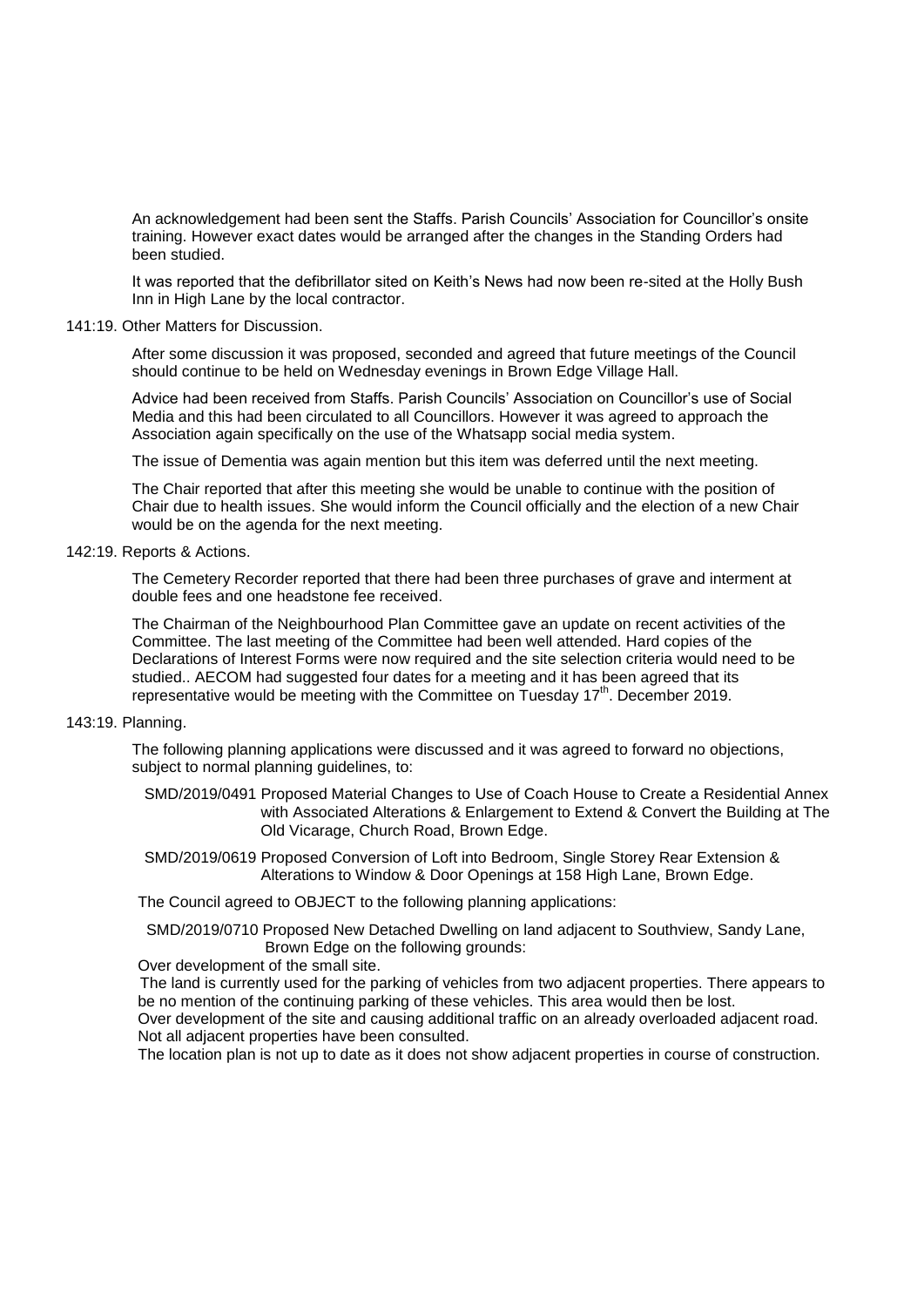An acknowledgement had been sent the Staffs. Parish Councils' Association for Councillor's onsite training. However exact dates would be arranged after the changes in the Standing Orders had been studied.

It was reported that the defibrillator sited on Keith's News had now been re-sited at the Holly Bush Inn in High Lane by the local contractor.

141:19. Other Matters for Discussion.

After some discussion it was proposed, seconded and agreed that future meetings of the Council should continue to be held on Wednesday evenings in Brown Edge Village Hall.

Advice had been received from Staffs. Parish Councils' Association on Councillor's use of Social Media and this had been circulated to all Councillors. However it was agreed to approach the Association again specifically on the use of the Whatsapp social media system.

The issue of Dementia was again mention but this item was deferred until the next meeting.

The Chair reported that after this meeting she would be unable to continue with the position of Chair due to health issues. She would inform the Council officially and the election of a new Chair would be on the agenda for the next meeting.

142:19. Reports & Actions.

The Cemetery Recorder reported that there had been three purchases of grave and interment at double fees and one headstone fee received.

The Chairman of the Neighbourhood Plan Committee gave an update on recent activities of the Committee. The last meeting of the Committee had been well attended. Hard copies of the Declarations of Interest Forms were now required and the site selection criteria would need to be studied.. AECOM had suggested four dates for a meeting and it has been agreed that its representative would be meeting with the Committee on Tuesday 17th. December 2019.

143:19. Planning.

The following planning applications were discussed and it was agreed to forward no objections, subject to normal planning guidelines, to:

SMD/2019/0491 Proposed Material Changes to Use of Coach House to Create a Residential Annex with Associated Alterations & Enlargement to Extend & Convert the Building at The Old Vicarage, Church Road, Brown Edge.

SMD/2019/0619 Proposed Conversion of Loft into Bedroom, Single Storey Rear Extension & Alterations to Window & Door Openings at 158 High Lane, Brown Edge.

The Council agreed to OBJECT to the following planning applications:

SMD/2019/0710 Proposed New Detached Dwelling on land adjacent to Southview, Sandy Lane, Brown Edge on the following grounds:

Over development of the small site.

The land is currently used for the parking of vehicles from two adjacent properties. There appears to be no mention of the continuing parking of these vehicles. This area would then be lost.

Over development of the site and causing additional traffic on an already overloaded adjacent road.

Not all adjacent properties have been consulted.

The location plan is not up to date as it does not show adjacent properties in course of construction.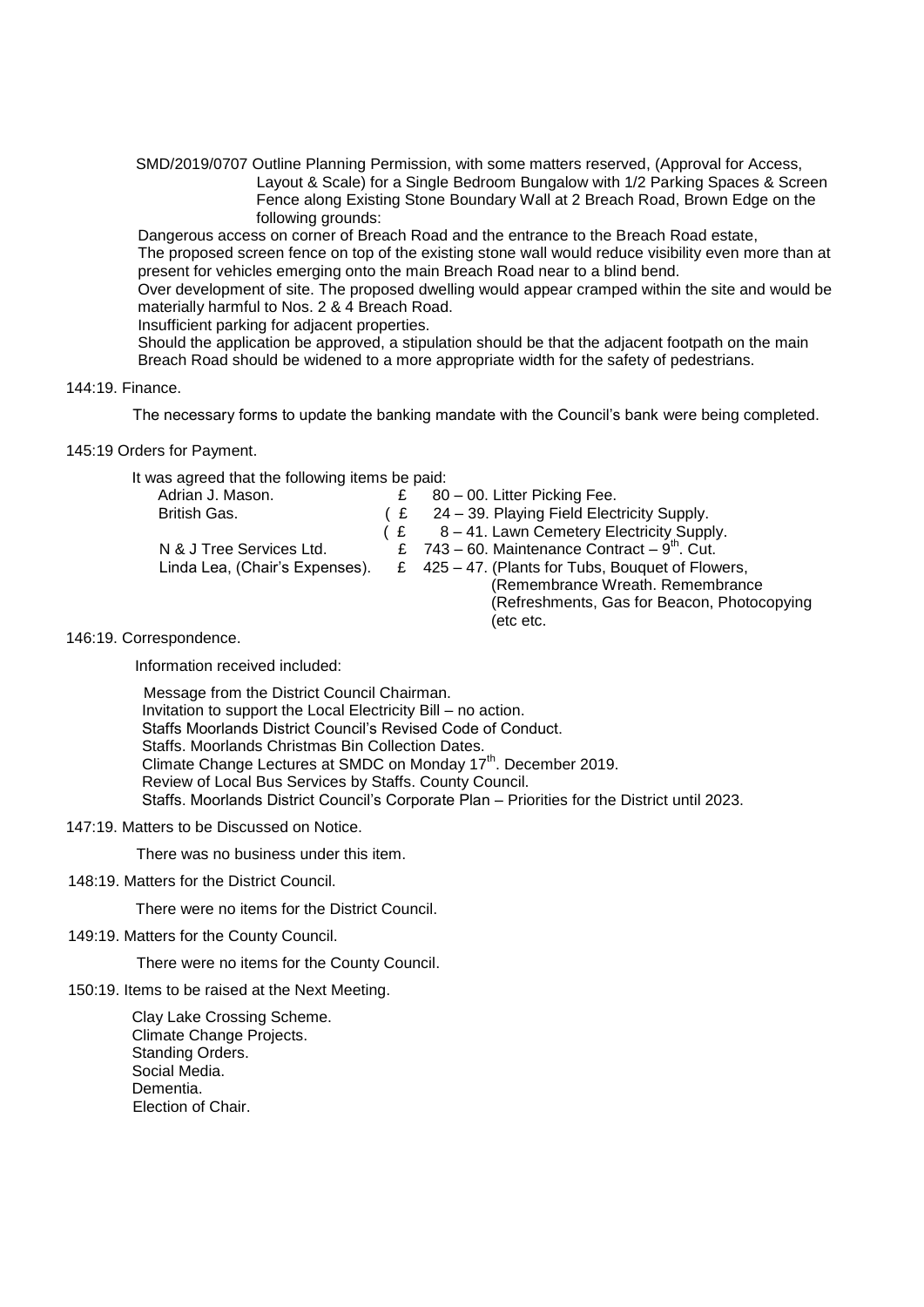SMD/2019/0707 Outline Planning Permission, with some matters reserved, (Approval for Access, Layout & Scale) for a Single Bedroom Bungalow with 1/2 Parking Spaces & Screen Fence along Existing Stone Boundary Wall at 2 Breach Road, Brown Edge on the following grounds:

Dangerous access on corner of Breach Road and the entrance to the Breach Road estate,
The proposed screen fence on top of the existing stone wall would reduce visibility even more than at present for vehicles emerging onto the main Breach Road near to a blind bend.
Over development of site. The proposed dwelling would appear cramped within the site and would be materially harmful to Nos. 2 & 4 Breach Road.
Insufficient parking for adjacent properties.
Should the application be approved, a stipulation should be that the adjacent footpath on the main Breach Road should be widened to a more appropriate width for the safety of pedestrians.

144:19. Finance.

The necessary forms to update the banking mandate with the Council's bank were being completed.

145:19 Orders for Payment.

It was agreed that the following items be paid:

| | | |
|---|---|---|
| Adrian J. Mason. | £ | 80 – 00. Litter Picking Fee. |
| British Gas. | ( £ | 24 – 39. Playing Field Electricity Supply. |
| | ( £ | 8 – 41. Lawn Cemetery Electricity Supply. |
| N & J Tree Services Ltd. | £ | 743 – 60. Maintenance Contract – 9th. Cut. |
| Linda Lea, (Chair's Expenses). | £ | 425 – 47. (Plants for Tubs, Bouquet of Flowers, (Remembrance Wreath. Remembrance (Refreshments, Gas for Beacon, Photocopying (etc etc. |

146:19. Correspondence.

Information received included:

Message from the District Council Chairman.
Invitation to support the Local Electricity Bill – no action.
Staffs Moorlands District Council's Revised Code of Conduct.
Staffs. Moorlands Christmas Bin Collection Dates.
Climate Change Lectures at SMDC on Monday 17th. December 2019.
Review of Local Bus Services by Staffs. County Council.
Staffs. Moorlands District Council's Corporate Plan – Priorities for the District until 2023.

147:19. Matters to be Discussed on Notice.

There was no business under this item.

148:19. Matters for the District Council.

There were no items for the District Council.

149:19. Matters for the County Council.

There were no items for the County Council.

150:19. Items to be raised at the Next Meeting.

Clay Lake Crossing Scheme.
Climate Change Projects.
Standing Orders.
Social Media.
Dementia.
Election of Chair.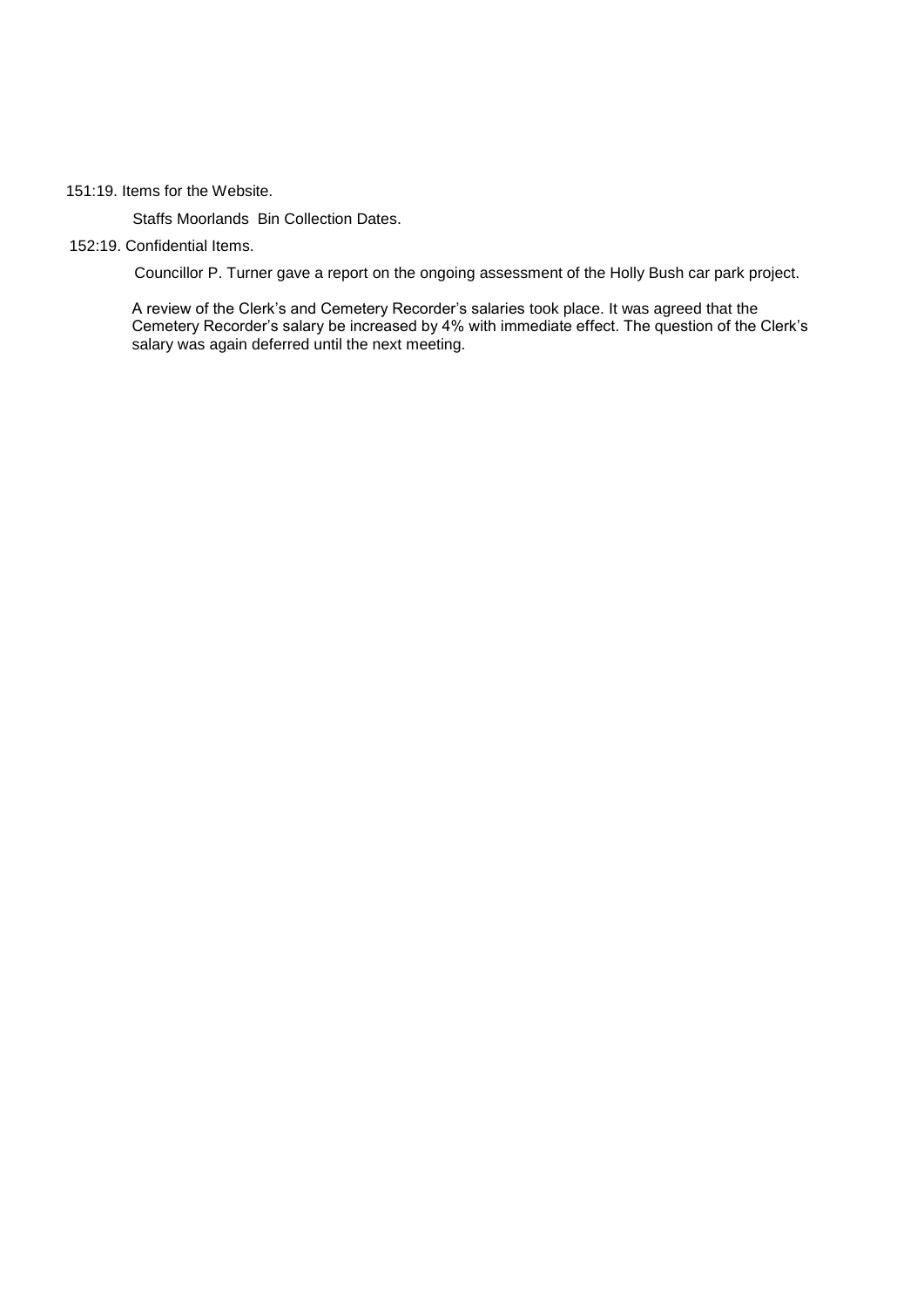151:19. Items for the Website.

Staffs Moorlands  Bin Collection Dates.

152:19. Confidential Items.

Councillor P. Turner gave a report on the ongoing assessment of the Holly Bush car park project.

A review of the Clerk's and Cemetery Recorder's salaries took place. It was agreed that the Cemetery Recorder's salary be increased by 4% with immediate effect. The question of the Clerk's salary was again deferred until the next meeting.